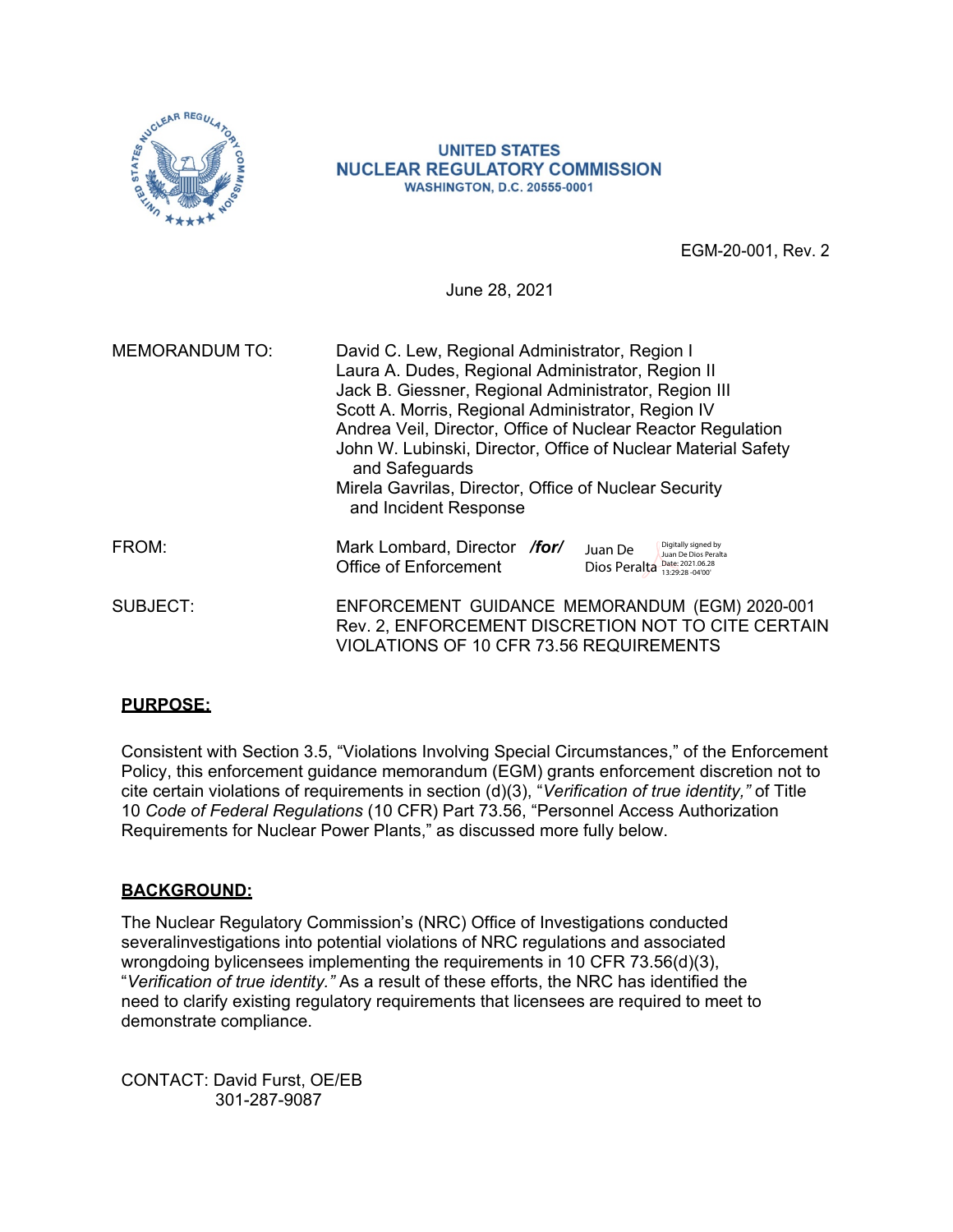UNITED STATES
NUCLEAR REGULATORY COMMISSION
WASHINGTON, D.C. 20555-0001

EGM-20-001, Rev. 2

June 28, 2021

MEMORANDUM TO: David C. Lew, Regional Administrator, Region I
Laura A. Dudes, Regional Administrator, Region II
Jack B. Giessner, Regional Administrator, Region III
Scott A. Morris, Regional Administrator, Region IV
Andrea Veil, Director, Office of Nuclear Reactor Regulation
John W. Lubinski, Director, Office of Nuclear Material Safety and Safeguards
Mirela Gavrilas, Director, Office of Nuclear Security and Incident Response

FROM: Mark Lombard, Director ***/for/*** Juan De Dios Peralta
Office of Enforcement

Digitally signed by Juan De Dios Peralta
Date: 2021.06.28 13:29:28 -04'00'

SUBJECT: ENFORCEMENT GUIDANCE MEMORANDUM (EGM) 2020-001 Rev. 2, ENFORCEMENT DISCRETION NOT TO CITE CERTAIN VIOLATIONS OF 10 CFR 73.56 REQUIREMENTS

## PURPOSE:

Consistent with Section 3.5, "Violations Involving Special Circumstances," of the Enforcement Policy, this enforcement guidance memorandum (EGM) grants enforcement discretion not to cite certain violations of requirements in section (d)(3), "*Verification of true identity,"* of Title 10 *Code of Federal Regulations* (10 CFR) Part 73.56, "Personnel Access Authorization Requirements for Nuclear Power Plants," as discussed more fully below.

## BACKGROUND:

The Nuclear Regulatory Commission's (NRC) Office of Investigations conducted severalinvestigations into potential violations of NRC regulations and associated wrongdoing bylicensees implementing the requirements in 10 CFR 73.56(d)(3), "*Verification of true identity."* As a result of these efforts, the NRC has identified the need to clarify existing regulatory requirements that licensees are required to meet to demonstrate compliance.

CONTACT: David Furst, OE/EB
301-287-9087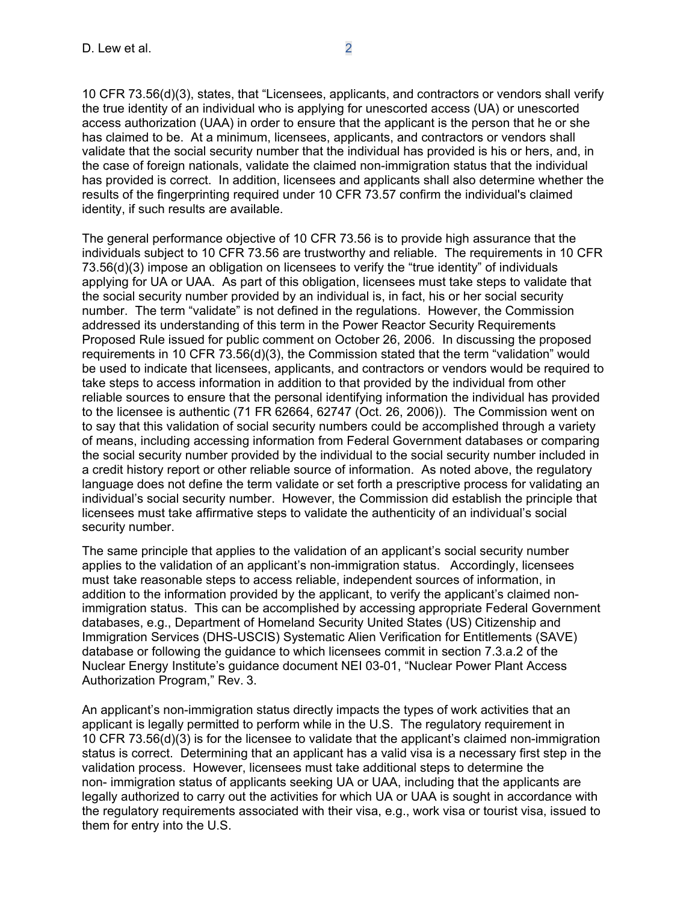10 CFR 73.56(d)(3), states, that "Licensees, applicants, and contractors or vendors shall verify the true identity of an individual who is applying for unescorted access (UA) or unescorted access authorization (UAA) in order to ensure that the applicant is the person that he or she has claimed to be. At a minimum, licensees, applicants, and contractors or vendors shall validate that the social security number that the individual has provided is his or hers, and, in the case of foreign nationals, validate the claimed non-immigration status that the individual has provided is correct. In addition, licensees and applicants shall also determine whether the results of the fingerprinting required under 10 CFR 73.57 confirm the individual's claimed identity, if such results are available.

The general performance objective of 10 CFR 73.56 is to provide high assurance that the individuals subject to 10 CFR 73.56 are trustworthy and reliable. The requirements in 10 CFR 73.56(d)(3) impose an obligation on licensees to verify the "true identity" of individuals applying for UA or UAA. As part of this obligation, licensees must take steps to validate that the social security number provided by an individual is, in fact, his or her social security number. The term "validate" is not defined in the regulations. However, the Commission addressed its understanding of this term in the Power Reactor Security Requirements Proposed Rule issued for public comment on October 26, 2006. In discussing the proposed requirements in 10 CFR 73.56(d)(3), the Commission stated that the term "validation" would be used to indicate that licensees, applicants, and contractors or vendors would be required to take steps to access information in addition to that provided by the individual from other reliable sources to ensure that the personal identifying information the individual has provided to the licensee is authentic (71 FR 62664, 62747 (Oct. 26, 2006)). The Commission went on to say that this validation of social security numbers could be accomplished through a variety of means, including accessing information from Federal Government databases or comparing the social security number provided by the individual to the social security number included in a credit history report or other reliable source of information. As noted above, the regulatory language does not define the term validate or set forth a prescriptive process for validating an individual's social security number. However, the Commission did establish the principle that licensees must take affirmative steps to validate the authenticity of an individual's social security number.

The same principle that applies to the validation of an applicant's social security number applies to the validation of an applicant's non-immigration status. Accordingly, licensees must take reasonable steps to access reliable, independent sources of information, in addition to the information provided by the applicant, to verify the applicant's claimed non-immigration status. This can be accomplished by accessing appropriate Federal Government databases, e.g., Department of Homeland Security United States (US) Citizenship and Immigration Services (DHS-USCIS) Systematic Alien Verification for Entitlements (SAVE) database or following the guidance to which licensees commit in section 7.3.a.2 of the Nuclear Energy Institute's guidance document NEI 03-01, "Nuclear Power Plant Access Authorization Program," Rev. 3.

An applicant's non-immigration status directly impacts the types of work activities that an applicant is legally permitted to perform while in the U.S. The regulatory requirement in 10 CFR 73.56(d)(3) is for the licensee to validate that the applicant's claimed non-immigration status is correct. Determining that an applicant has a valid visa is a necessary first step in the validation process. However, licensees must take additional steps to determine the non- immigration status of applicants seeking UA or UAA, including that the applicants are legally authorized to carry out the activities for which UA or UAA is sought in accordance with the regulatory requirements associated with their visa, e.g., work visa or tourist visa, issued to them for entry into the U.S.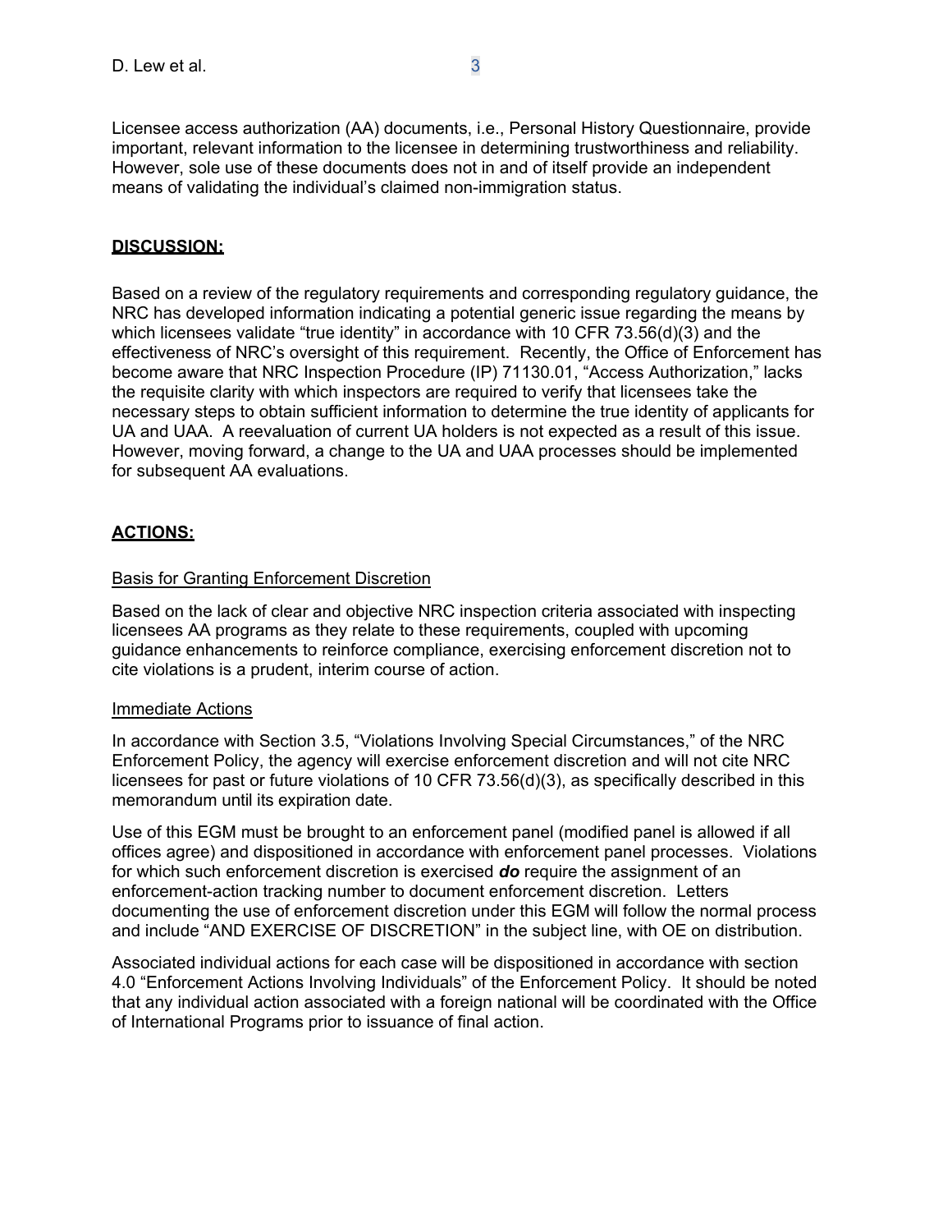Licensee access authorization (AA) documents, i.e., Personal History Questionnaire, provide important, relevant information to the licensee in determining trustworthiness and reliability. However, sole use of these documents does not in and of itself provide an independent means of validating the individual's claimed non-immigration status.

## DISCUSSION:

Based on a review of the regulatory requirements and corresponding regulatory guidance, the NRC has developed information indicating a potential generic issue regarding the means by which licensees validate "true identity" in accordance with 10 CFR 73.56(d)(3) and the effectiveness of NRC's oversight of this requirement. Recently, the Office of Enforcement has become aware that NRC Inspection Procedure (IP) 71130.01, "Access Authorization," lacks the requisite clarity with which inspectors are required to verify that licensees take the necessary steps to obtain sufficient information to determine the true identity of applicants for UA and UAA. A reevaluation of current UA holders is not expected as a result of this issue. However, moving forward, a change to the UA and UAA processes should be implemented for subsequent AA evaluations.

## ACTIONS:

### Basis for Granting Enforcement Discretion

Based on the lack of clear and objective NRC inspection criteria associated with inspecting licensees AA programs as they relate to these requirements, coupled with upcoming guidance enhancements to reinforce compliance, exercising enforcement discretion not to cite violations is a prudent, interim course of action.

### Immediate Actions

In accordance with Section 3.5, "Violations Involving Special Circumstances," of the NRC Enforcement Policy, the agency will exercise enforcement discretion and will not cite NRC licensees for past or future violations of 10 CFR 73.56(d)(3), as specifically described in this memorandum until its expiration date.

Use of this EGM must be brought to an enforcement panel (modified panel is allowed if all offices agree) and dispositioned in accordance with enforcement panel processes. Violations for which such enforcement discretion is exercised ***do*** require the assignment of an enforcement-action tracking number to document enforcement discretion. Letters documenting the use of enforcement discretion under this EGM will follow the normal process and include "AND EXERCISE OF DISCRETION" in the subject line, with OE on distribution.

Associated individual actions for each case will be dispositioned in accordance with section 4.0 "Enforcement Actions Involving Individuals" of the Enforcement Policy. It should be noted that any individual action associated with a foreign national will be coordinated with the Office of International Programs prior to issuance of final action.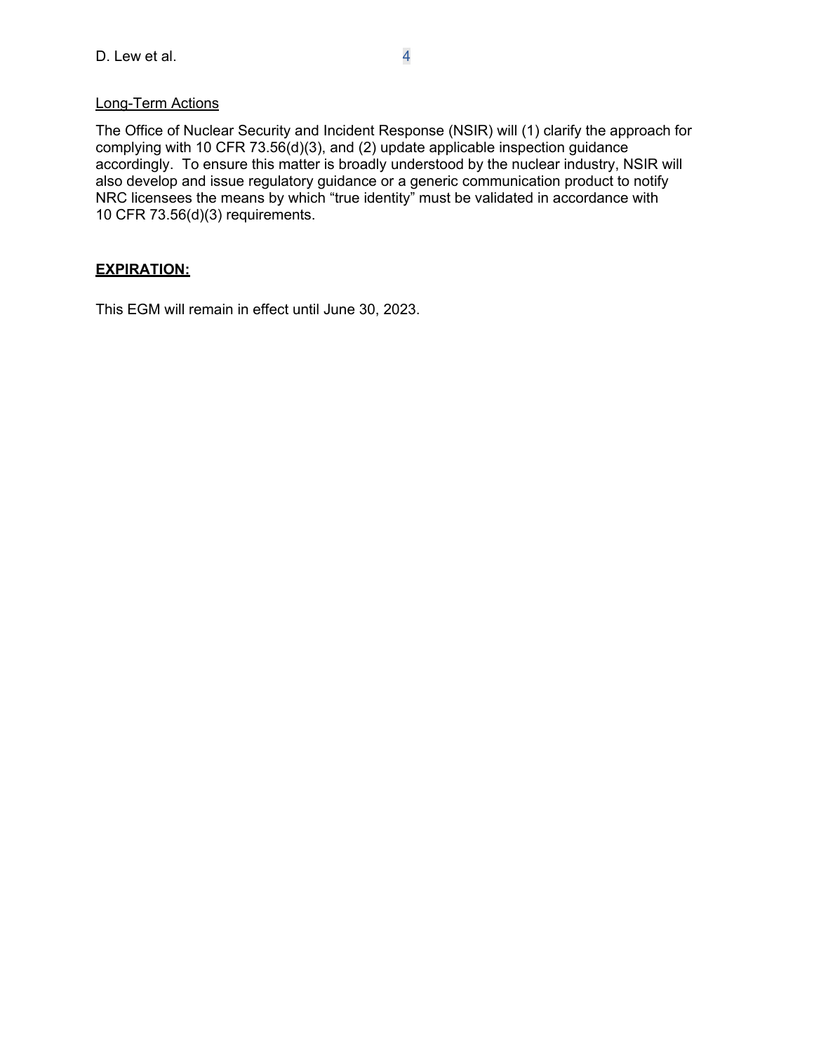Long-Term Actions

The Office of Nuclear Security and Incident Response (NSIR) will (1) clarify the approach for complying with 10 CFR 73.56(d)(3), and (2) update applicable inspection guidance accordingly. To ensure this matter is broadly understood by the nuclear industry, NSIR will also develop and issue regulatory guidance or a generic communication product to notify NRC licensees the means by which "true identity" must be validated in accordance with 10 CFR 73.56(d)(3) requirements.

**EXPIRATION:**

This EGM will remain in effect until June 30, 2023.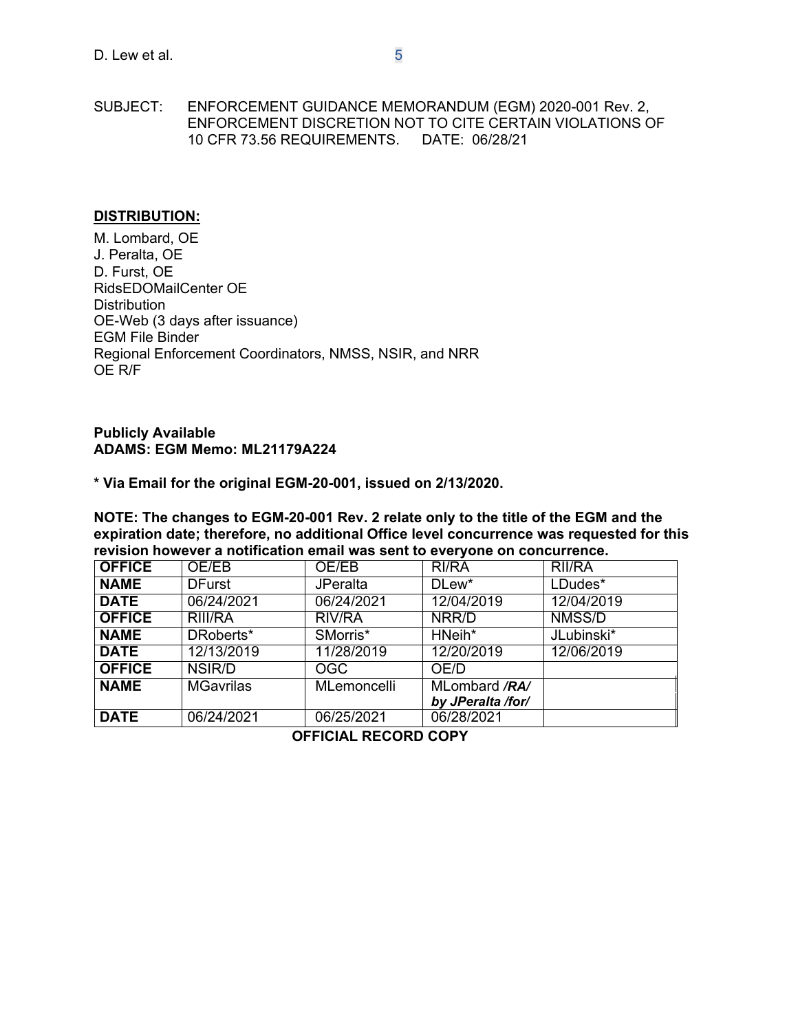SUBJECT: ENFORCEMENT GUIDANCE MEMORANDUM (EGM) 2020-001 Rev. 2, ENFORCEMENT DISCRETION NOT TO CITE CERTAIN VIOLATIONS OF 10 CFR 73.56 REQUIREMENTS. DATE: 06/28/21

**DISTRIBUTION:**

M. Lombard, OE
J. Peralta, OE
D. Furst, OE
RidsEDOMailCenter OE
Distribution
OE-Web (3 days after issuance)
EGM File Binder
Regional Enforcement Coordinators, NMSS, NSIR, and NRR
OE R/F

**Publicly Available**
**ADAMS: EGM Memo: ML21179A224**

**\* Via Email for the original EGM-20-001, issued on 2/13/2020.**

**NOTE: The changes to EGM-20-001 Rev. 2 relate only to the title of the EGM and the expiration date; therefore, no additional Office level concurrence was requested for this revision however a notification email was sent to everyone on concurrence.**

| | | | | |
|---|---|---|---|---|
| **OFFICE** | OE/EB | OE/EB | RI/RA | RII/RA |
| **NAME** | DFurst | JPeralta | DLew* | LDudes* |
| **DATE** | 06/24/2021 | 06/24/2021 | 12/04/2019 | 12/04/2019 |
| **OFFICE** | RIII/RA | RIV/RA | NRR/D | NMSS/D |
| **NAME** | DRoberts* | SMorris* | HNeih* | JLubinski* |
| **DATE** | 12/13/2019 | 11/28/2019 | 12/20/2019 | 12/06/2019 |
| **OFFICE** | NSIR/D | OGC | OE/D | |
| **NAME** | MGavrilas | MLemoncelli | MLombard ***/RA/ by JPeralta /for/*** | |
| **DATE** | 06/24/2021 | 06/25/2021 | 06/28/2021 | |

**OFFICIAL RECORD COPY**